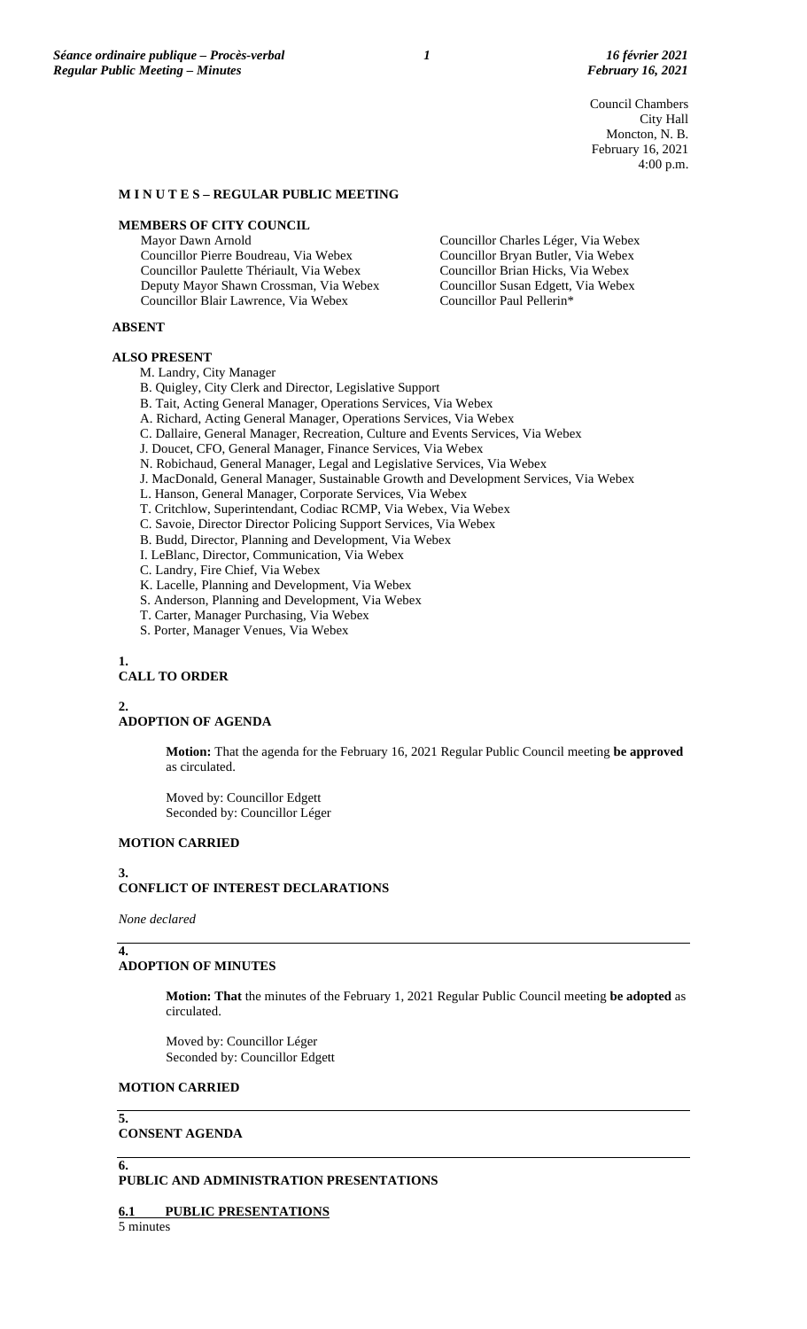Council Chambers
City Hall
Moncton, N. B.
February 16, 2021
4:00 p.m.

## M I N U T E S – REGULAR PUBLIC MEETING

### MEMBERS OF CITY COUNCIL

Mayor Dawn Arnold
Councillor Pierre Boudreau, Via Webex
Councillor Paulette Thériault, Via Webex
Deputy Mayor Shawn Crossman, Via Webex
Councillor Blair Lawrence, Via Webex
Councillor Charles Léger, Via Webex
Councillor Bryan Butler, Via Webex
Councillor Brian Hicks, Via Webex
Councillor Susan Edgett, Via Webex
Councillor Paul Pellerin*

### ABSENT

### ALSO PRESENT

M. Landry, City Manager
B. Quigley, City Clerk and Director, Legislative Support
B. Tait, Acting General Manager, Operations Services, Via Webex
A. Richard, Acting General Manager, Operations Services, Via Webex
C. Dallaire, General Manager, Recreation, Culture and Events Services, Via Webex
J. Doucet, CFO, General Manager, Finance Services, Via Webex
N. Robichaud, General Manager, Legal and Legislative Services, Via Webex
J. MacDonald, General Manager, Sustainable Growth and Development Services, Via Webex
L. Hanson, General Manager, Corporate Services, Via Webex
T. Critchlow, Superintendant, Codiac RCMP, Via Webex, Via Webex
C. Savoie, Director Director Policing Support Services, Via Webex
B. Budd, Director, Planning and Development, Via Webex
I. LeBlanc, Director, Communication, Via Webex
C. Landry, Fire Chief, Via Webex
K. Lacelle, Planning and Development, Via Webex
S. Anderson, Planning and Development, Via Webex
T. Carter, Manager Purchasing, Via Webex
S. Porter, Manager Venues, Via Webex

### 1.
### CALL TO ORDER

### 2.
### ADOPTION OF AGENDA

**Motion:** That the agenda for the February 16, 2021 Regular Public Council meeting **be approved** as circulated.

Moved by: Councillor Edgett
Seconded by: Councillor Léger

**MOTION CARRIED**

### 3.
### CONFLICT OF INTEREST DECLARATIONS

*None declared*

### 4.
### ADOPTION OF MINUTES

**Motion: That** the minutes of the February 1, 2021 Regular Public Council meeting **be adopted** as circulated.

Moved by: Councillor Léger
Seconded by: Councillor Edgett

**MOTION CARRIED**

### 5.
### CONSENT AGENDA

### 6.
### PUBLIC AND ADMINISTRATION PRESENTATIONS

**6.1 PUBLIC PRESENTATIONS**

5 minutes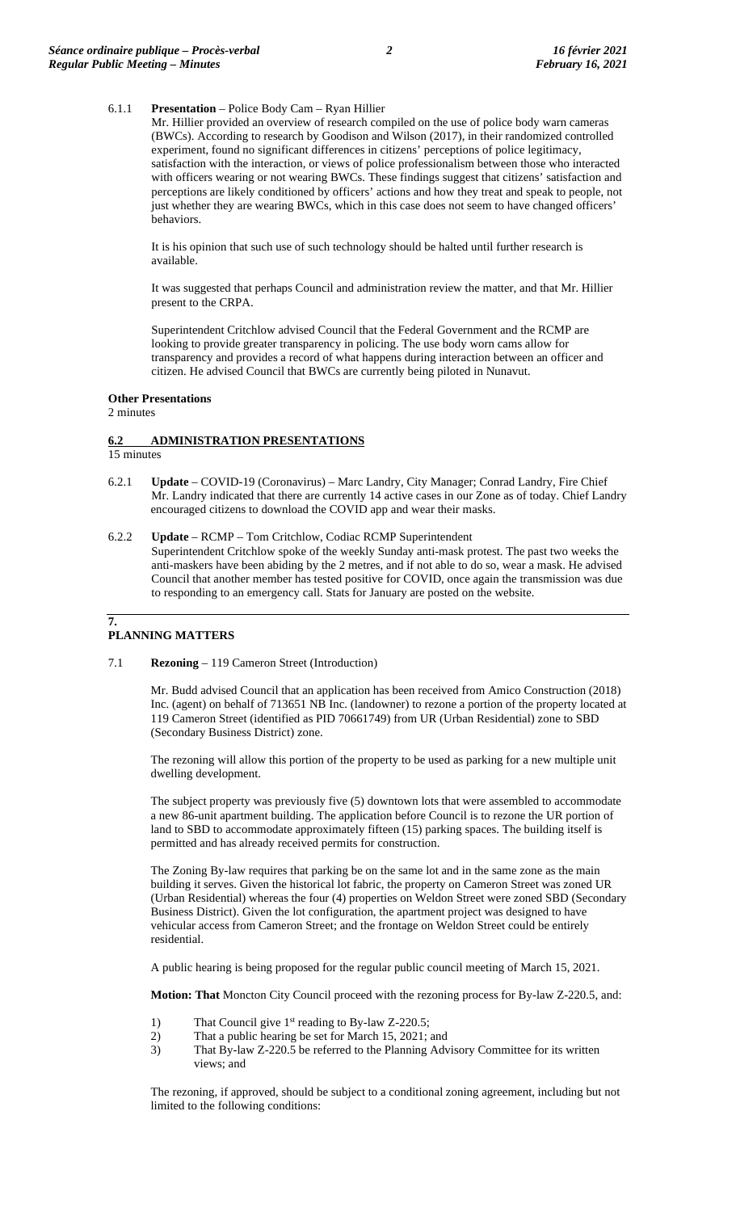6.1.1 **Presentation** – Police Body Cam – Ryan Hillier

Mr. Hillier provided an overview of research compiled on the use of police body warn cameras (BWCs). According to research by Goodison and Wilson (2017), in their randomized controlled experiment, found no significant differences in citizens' perceptions of police legitimacy, satisfaction with the interaction, or views of police professionalism between those who interacted with officers wearing or not wearing BWCs. These findings suggest that citizens' satisfaction and perceptions are likely conditioned by officers' actions and how they treat and speak to people, not just whether they are wearing BWCs, which in this case does not seem to have changed officers' behaviors.

It is his opinion that such use of such technology should be halted until further research is available.

It was suggested that perhaps Council and administration review the matter, and that Mr. Hillier present to the CRPA.

Superintendent Critchlow advised Council that the Federal Government and the RCMP are looking to provide greater transparency in policing. The use body worn cams allow for transparency and provides a record of what happens during interaction between an officer and citizen. He advised Council that BWCs are currently being piloted in Nunavut.

**Other Presentations**
2 minutes

## 6.2 ADMINISTRATION PRESENTATIONS

15 minutes

6.2.1 **Update** – COVID-19 (Coronavirus) – Marc Landry, City Manager; Conrad Landry, Fire Chief
Mr. Landry indicated that there are currently 14 active cases in our Zone as of today. Chief Landry encouraged citizens to download the COVID app and wear their masks.

6.2.2 **Update** – RCMP – Tom Critchlow, Codiac RCMP Superintendent
Superintendent Critchlow spoke of the weekly Sunday anti-mask protest. The past two weeks the anti-maskers have been abiding by the 2 metres, and if not able to do so, wear a mask. He advised Council that another member has tested positive for COVID, once again the transmission was due to responding to an emergency call. Stats for January are posted on the website.

## 7. PLANNING MATTERS

7.1 **Rezoning** – 119 Cameron Street (Introduction)

Mr. Budd advised Council that an application has been received from Amico Construction (2018) Inc. (agent) on behalf of 713651 NB Inc. (landowner) to rezone a portion of the property located at 119 Cameron Street (identified as PID 70661749) from UR (Urban Residential) zone to SBD (Secondary Business District) zone.

The rezoning will allow this portion of the property to be used as parking for a new multiple unit dwelling development.

The subject property was previously five (5) downtown lots that were assembled to accommodate a new 86-unit apartment building. The application before Council is to rezone the UR portion of land to SBD to accommodate approximately fifteen (15) parking spaces. The building itself is permitted and has already received permits for construction.

The Zoning By-law requires that parking be on the same lot and in the same zone as the main building it serves. Given the historical lot fabric, the property on Cameron Street was zoned UR (Urban Residential) whereas the four (4) properties on Weldon Street were zoned SBD (Secondary Business District). Given the lot configuration, the apartment project was designed to have vehicular access from Cameron Street; and the frontage on Weldon Street could be entirely residential.

A public hearing is being proposed for the regular public council meeting of March 15, 2021.

**Motion: That** Moncton City Council proceed with the rezoning process for By-law Z-220.5, and:

1) That Council give 1st reading to By-law Z-220.5;
2) That a public hearing be set for March 15, 2021; and
3) That By-law Z-220.5 be referred to the Planning Advisory Committee for its written views; and

The rezoning, if approved, should be subject to a conditional zoning agreement, including but not limited to the following conditions: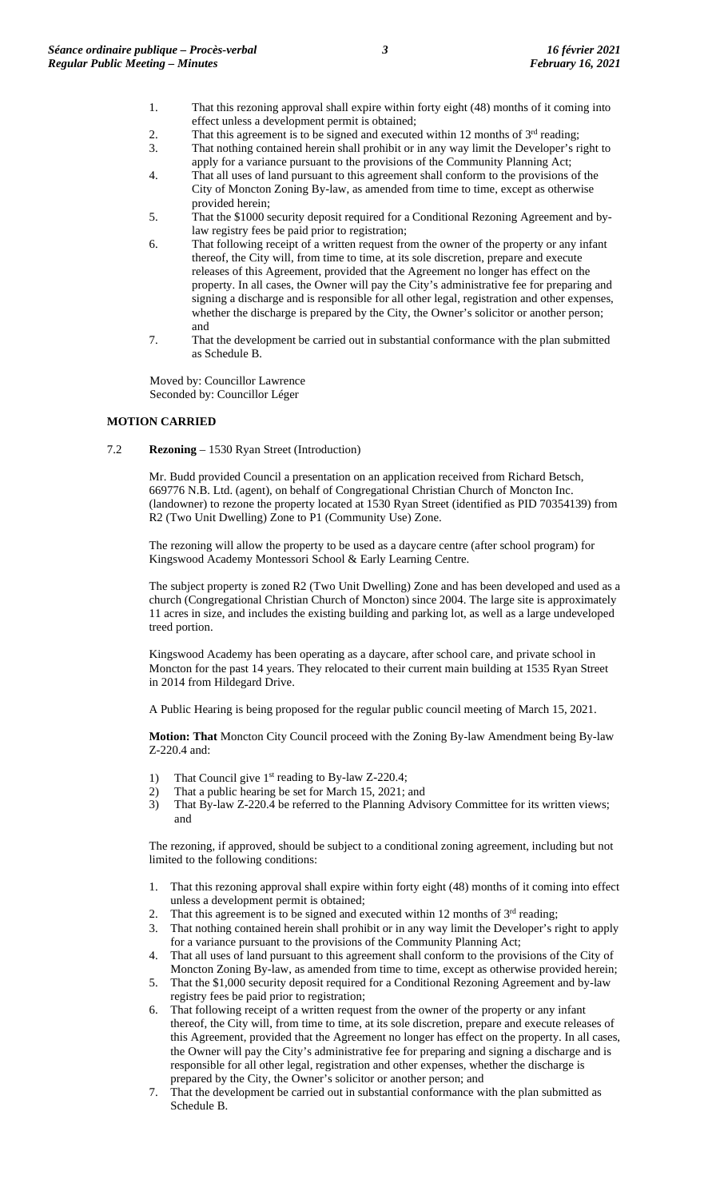1. That this rezoning approval shall expire within forty eight (48) months of it coming into effect unless a development permit is obtained;
2. That this agreement is to be signed and executed within 12 months of 3rd reading;
3. That nothing contained herein shall prohibit or in any way limit the Developer's right to apply for a variance pursuant to the provisions of the Community Planning Act;
4. That all uses of land pursuant to this agreement shall conform to the provisions of the City of Moncton Zoning By-law, as amended from time to time, except as otherwise provided herein;
5. That the $1000 security deposit required for a Conditional Rezoning Agreement and by-law registry fees be paid prior to registration;
6. That following receipt of a written request from the owner of the property or any infant thereof, the City will, from time to time, at its sole discretion, prepare and execute releases of this Agreement, provided that the Agreement no longer has effect on the property. In all cases, the Owner will pay the City's administrative fee for preparing and signing a discharge and is responsible for all other legal, registration and other expenses, whether the discharge is prepared by the City, the Owner's solicitor or another person; and
7. That the development be carried out in substantial conformance with the plan submitted as Schedule B.

Moved by: Councillor Lawrence
Seconded by: Councillor Léger

**MOTION CARRIED**

7.2 **Rezoning** – 1530 Ryan Street (Introduction)

Mr. Budd provided Council a presentation on an application received from Richard Betsch, 669776 N.B. Ltd. (agent), on behalf of Congregational Christian Church of Moncton Inc. (landowner) to rezone the property located at 1530 Ryan Street (identified as PID 70354139) from R2 (Two Unit Dwelling) Zone to P1 (Community Use) Zone.

The rezoning will allow the property to be used as a daycare centre (after school program) for Kingswood Academy Montessori School & Early Learning Centre.

The subject property is zoned R2 (Two Unit Dwelling) Zone and has been developed and used as a church (Congregational Christian Church of Moncton) since 2004. The large site is approximately 11 acres in size, and includes the existing building and parking lot, as well as a large undeveloped treed portion.

Kingswood Academy has been operating as a daycare, after school care, and private school in Moncton for the past 14 years. They relocated to their current main building at 1535 Ryan Street in 2014 from Hildegard Drive.

A Public Hearing is being proposed for the regular public council meeting of March 15, 2021.

**Motion: That** Moncton City Council proceed with the Zoning By-law Amendment being By-law Z-220.4 and:

1) That Council give 1st reading to By-law Z-220.4;
2) That a public hearing be set for March 15, 2021; and
3) That By-law Z-220.4 be referred to the Planning Advisory Committee for its written views; and

The rezoning, if approved, should be subject to a conditional zoning agreement, including but not limited to the following conditions:

1. That this rezoning approval shall expire within forty eight (48) months of it coming into effect unless a development permit is obtained;
2. That this agreement is to be signed and executed within 12 months of 3rd reading;
3. That nothing contained herein shall prohibit or in any way limit the Developer's right to apply for a variance pursuant to the provisions of the Community Planning Act;
4. That all uses of land pursuant to this agreement shall conform to the provisions of the City of Moncton Zoning By-law, as amended from time to time, except as otherwise provided herein;
5. That the $1,000 security deposit required for a Conditional Rezoning Agreement and by-law registry fees be paid prior to registration;
6. That following receipt of a written request from the owner of the property or any infant thereof, the City will, from time to time, at its sole discretion, prepare and execute releases of this Agreement, provided that the Agreement no longer has effect on the property. In all cases, the Owner will pay the City's administrative fee for preparing and signing a discharge and is responsible for all other legal, registration and other expenses, whether the discharge is prepared by the City, the Owner's solicitor or another person; and
7. That the development be carried out in substantial conformance with the plan submitted as Schedule B.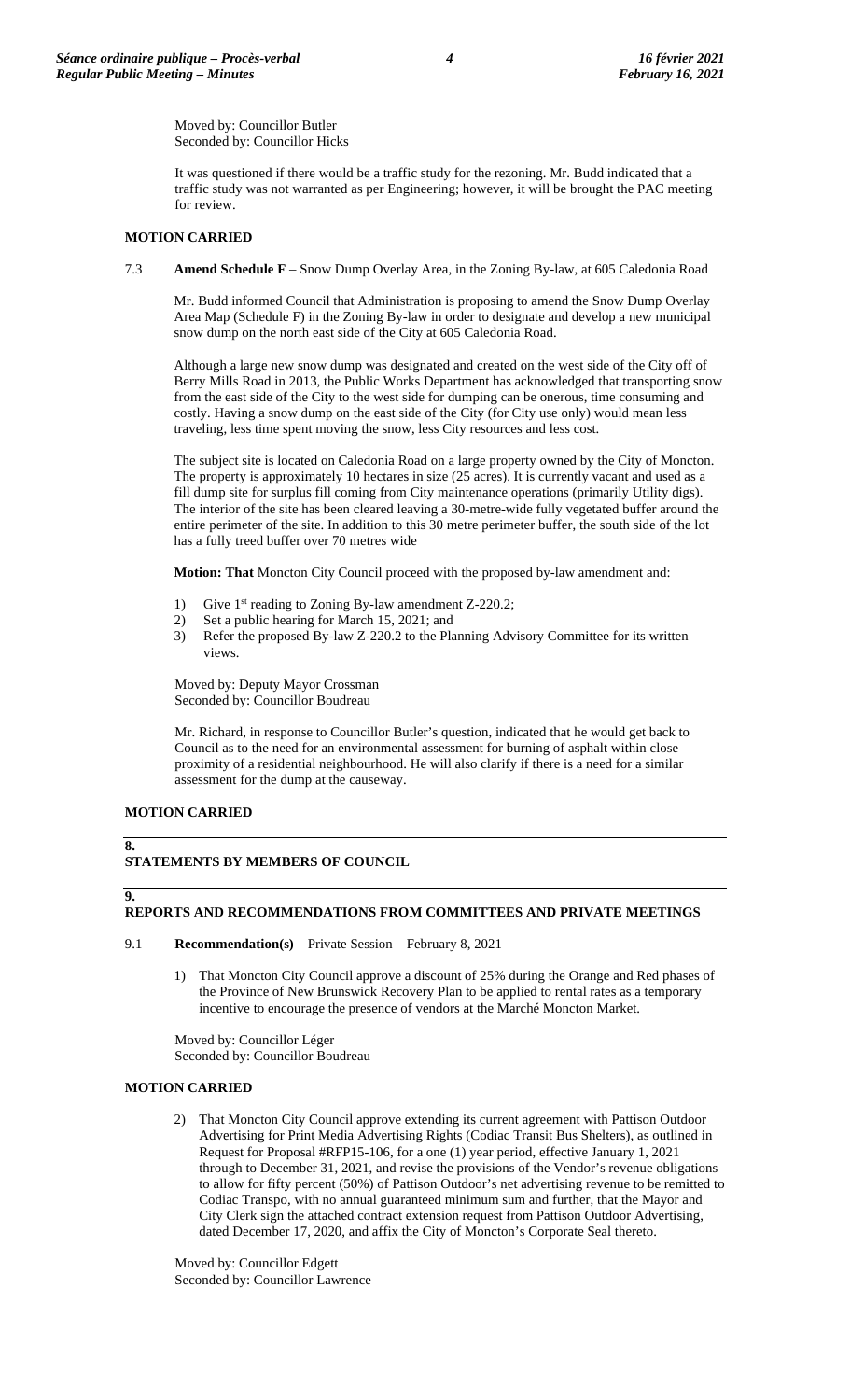Moved by: Councillor Butler
Seconded by: Councillor Hicks

It was questioned if there would be a traffic study for the rezoning. Mr. Budd indicated that a traffic study was not warranted as per Engineering; however, it will be brought the PAC meeting for review.

**MOTION CARRIED**

7.3 **Amend Schedule F** – Snow Dump Overlay Area, in the Zoning By-law, at 605 Caledonia Road

Mr. Budd informed Council that Administration is proposing to amend the Snow Dump Overlay Area Map (Schedule F) in the Zoning By-law in order to designate and develop a new municipal snow dump on the north east side of the City at 605 Caledonia Road.

Although a large new snow dump was designated and created on the west side of the City off of Berry Mills Road in 2013, the Public Works Department has acknowledged that transporting snow from the east side of the City to the west side for dumping can be onerous, time consuming and costly. Having a snow dump on the east side of the City (for City use only) would mean less traveling, less time spent moving the snow, less City resources and less cost.

The subject site is located on Caledonia Road on a large property owned by the City of Moncton. The property is approximately 10 hectares in size (25 acres). It is currently vacant and used as a fill dump site for surplus fill coming from City maintenance operations (primarily Utility digs). The interior of the site has been cleared leaving a 30-metre-wide fully vegetated buffer around the entire perimeter of the site. In addition to this 30 metre perimeter buffer, the south side of the lot has a fully treed buffer over 70 metres wide

**Motion: That** Moncton City Council proceed with the proposed by-law amendment and:

1) Give 1st reading to Zoning By-law amendment Z-220.2;
2) Set a public hearing for March 15, 2021; and
3) Refer the proposed By-law Z-220.2 to the Planning Advisory Committee for its written views.

Moved by: Deputy Mayor Crossman
Seconded by: Councillor Boudreau

Mr. Richard, in response to Councillor Butler's question, indicated that he would get back to Council as to the need for an environmental assessment for burning of asphalt within close proximity of a residential neighbourhood. He will also clarify if there is a need for a similar assessment for the dump at the causeway.

**MOTION CARRIED**

## 8. STATEMENTS BY MEMBERS OF COUNCIL

## 9. REPORTS AND RECOMMENDATIONS FROM COMMITTEES AND PRIVATE MEETINGS

9.1 **Recommendation(s)** – Private Session – February 8, 2021

1) That Moncton City Council approve a discount of 25% during the Orange and Red phases of the Province of New Brunswick Recovery Plan to be applied to rental rates as a temporary incentive to encourage the presence of vendors at the Marché Moncton Market.

Moved by: Councillor Léger
Seconded by: Councillor Boudreau

**MOTION CARRIED**

2) That Moncton City Council approve extending its current agreement with Pattison Outdoor Advertising for Print Media Advertising Rights (Codiac Transit Bus Shelters), as outlined in Request for Proposal #RFP15-106, for a one (1) year period, effective January 1, 2021 through to December 31, 2021, and revise the provisions of the Vendor's revenue obligations to allow for fifty percent (50%) of Pattison Outdoor's net advertising revenue to be remitted to Codiac Transpo, with no annual guaranteed minimum sum and further, that the Mayor and City Clerk sign the attached contract extension request from Pattison Outdoor Advertising, dated December 17, 2020, and affix the City of Moncton's Corporate Seal thereto.

Moved by: Councillor Edgett
Seconded by: Councillor Lawrence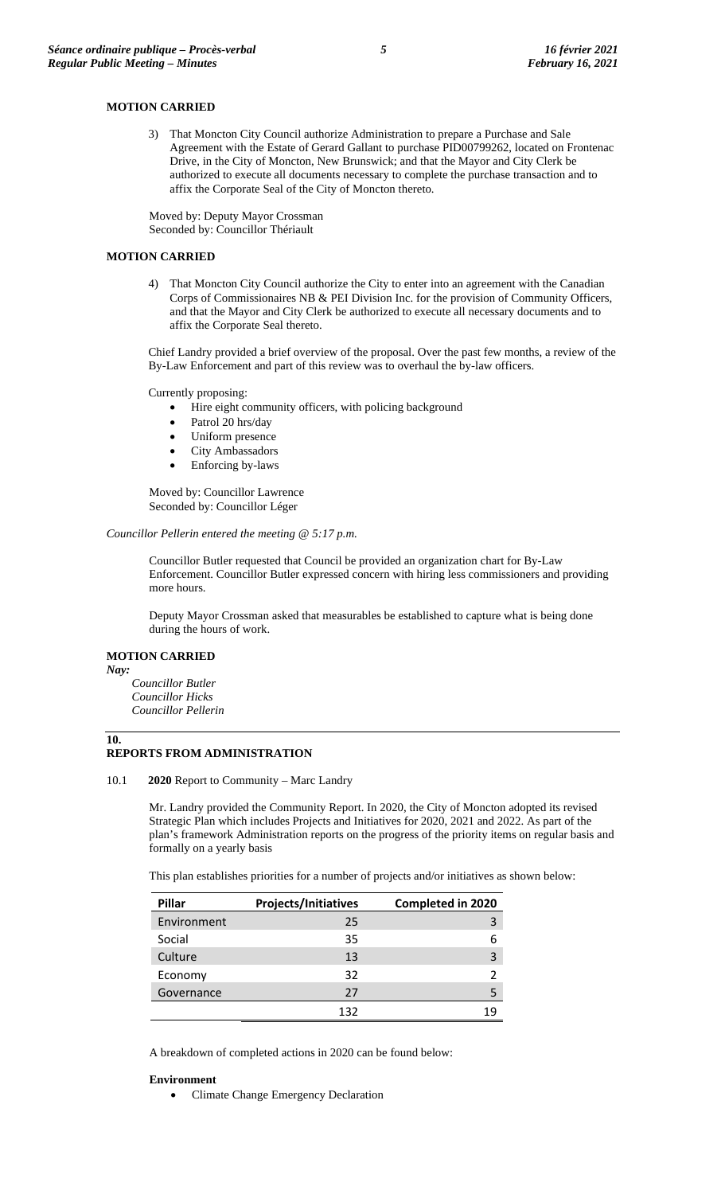**MOTION CARRIED**

3) That Moncton City Council authorize Administration to prepare a Purchase and Sale Agreement with the Estate of Gerard Gallant to purchase PID00799262, located on Frontenac Drive, in the City of Moncton, New Brunswick; and that the Mayor and City Clerk be authorized to execute all documents necessary to complete the purchase transaction and to affix the Corporate Seal of the City of Moncton thereto.

Moved by: Deputy Mayor Crossman
Seconded by: Councillor Thériault

**MOTION CARRIED**

4) That Moncton City Council authorize the City to enter into an agreement with the Canadian Corps of Commissionaires NB & PEI Division Inc. for the provision of Community Officers, and that the Mayor and City Clerk be authorized to execute all necessary documents and to affix the Corporate Seal thereto.

Chief Landry provided a brief overview of the proposal. Over the past few months, a review of the By-Law Enforcement and part of this review was to overhaul the by-law officers.

Currently proposing:

- Hire eight community officers, with policing background
- Patrol 20 hrs/day
- Uniform presence
- City Ambassadors
- Enforcing by-laws

Moved by: Councillor Lawrence
Seconded by: Councillor Léger

*Councillor Pellerin entered the meeting @ 5:17 p.m.*

Councillor Butler requested that Council be provided an organization chart for By-Law Enforcement. Councillor Butler expressed concern with hiring less commissioners and providing more hours.

Deputy Mayor Crossman asked that measurables be established to capture what is being done during the hours of work.

**MOTION CARRIED**

*Nay:*
*Councillor Butler*
*Councillor Hicks*
*Councillor Pellerin*

## 10. REPORTS FROM ADMINISTRATION

10.1 **2020** Report to Community – Marc Landry

Mr. Landry provided the Community Report. In 2020, the City of Moncton adopted its revised Strategic Plan which includes Projects and Initiatives for 2020, 2021 and 2022. As part of the plan's framework Administration reports on the progress of the priority items on regular basis and formally on a yearly basis

This plan establishes priorities for a number of projects and/or initiatives as shown below:

| Pillar | Projects/Initiatives | Completed in 2020 |
|---|---|---|
| Environment | 25 | 3 |
| Social | 35 | 6 |
| Culture | 13 | 3 |
| Economy | 32 | 2 |
| Governance | 27 | 5 |
| | 132 | 19 |

A breakdown of completed actions in 2020 can be found below:

**Environment**

- Climate Change Emergency Declaration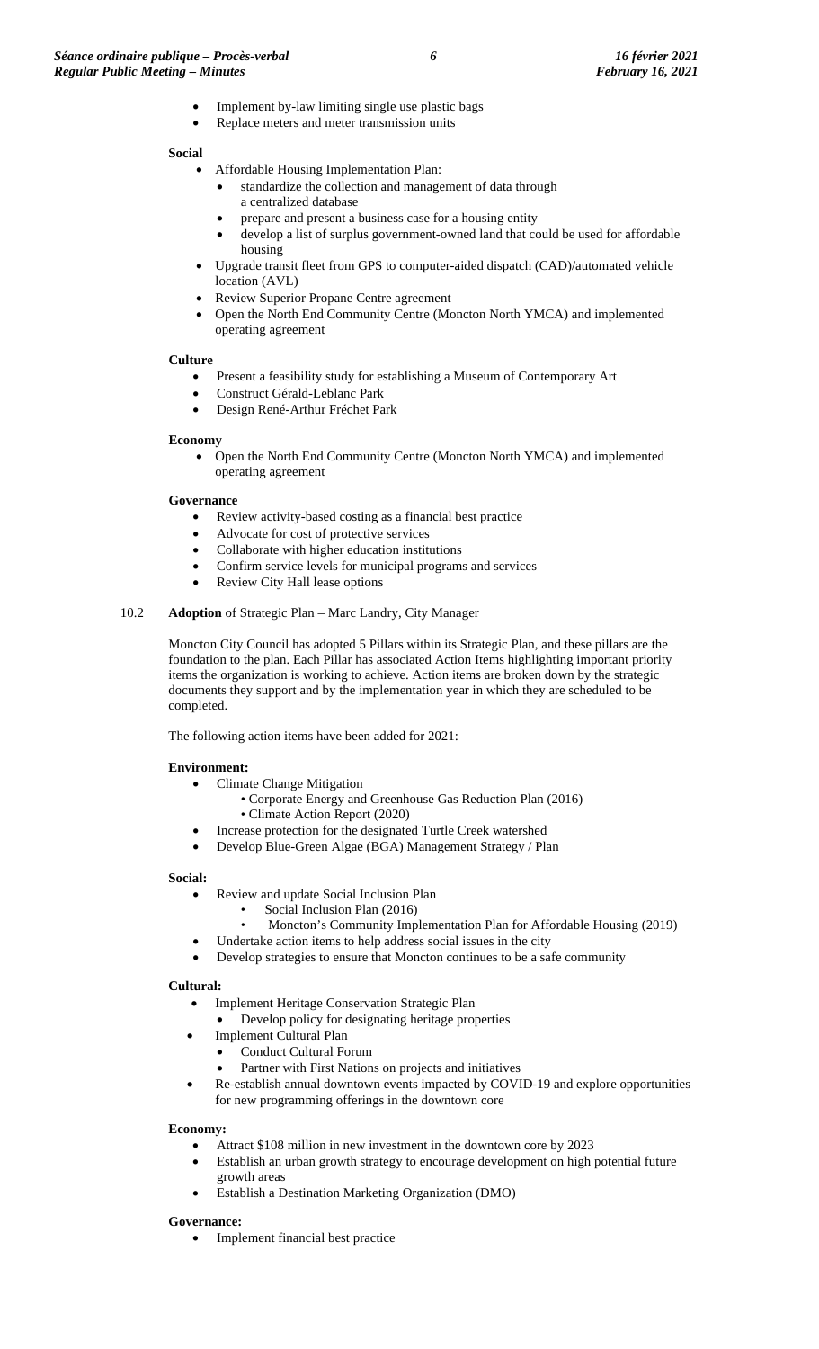- Implement by-law limiting single use plastic bags
- Replace meters and meter transmission units

**Social**

- Affordable Housing Implementation Plan:
  - standardize the collection and management of data through a centralized database
  - prepare and present a business case for a housing entity
  - develop a list of surplus government-owned land that could be used for affordable housing
- Upgrade transit fleet from GPS to computer-aided dispatch (CAD)/automated vehicle location (AVL)
- Review Superior Propane Centre agreement
- Open the North End Community Centre (Moncton North YMCA) and implemented operating agreement

**Culture**

- Present a feasibility study for establishing a Museum of Contemporary Art
- Construct Gérald-Leblanc Park
- Design René-Arthur Fréchet Park

**Economy**

- Open the North End Community Centre (Moncton North YMCA) and implemented operating agreement

**Governance**

- Review activity-based costing as a financial best practice
- Advocate for cost of protective services
- Collaborate with higher education institutions
- Confirm service levels for municipal programs and services
- Review City Hall lease options

10.2 **Adoption** of Strategic Plan – Marc Landry, City Manager

Moncton City Council has adopted 5 Pillars within its Strategic Plan, and these pillars are the foundation to the plan. Each Pillar has associated Action Items highlighting important priority items the organization is working to achieve. Action items are broken down by the strategic documents they support and by the implementation year in which they are scheduled to be completed.

The following action items have been added for 2021:

**Environment:**

- Climate Change Mitigation
  - Corporate Energy and Greenhouse Gas Reduction Plan (2016)
  - Climate Action Report (2020)
- Increase protection for the designated Turtle Creek watershed
- Develop Blue-Green Algae (BGA) Management Strategy / Plan

**Social:**

- Review and update Social Inclusion Plan
  - Social Inclusion Plan (2016)
  - Moncton's Community Implementation Plan for Affordable Housing (2019)
- Undertake action items to help address social issues in the city
- Develop strategies to ensure that Moncton continues to be a safe community

**Cultural:**

- Implement Heritage Conservation Strategic Plan
  - Develop policy for designating heritage properties
- Implement Cultural Plan
  - Conduct Cultural Forum
  - Partner with First Nations on projects and initiatives
- Re-establish annual downtown events impacted by COVID-19 and explore opportunities for new programming offerings in the downtown core

**Economy:**

- Attract $108 million in new investment in the downtown core by 2023
- Establish an urban growth strategy to encourage development on high potential future growth areas
- Establish a Destination Marketing Organization (DMO)

**Governance:**

- Implement financial best practice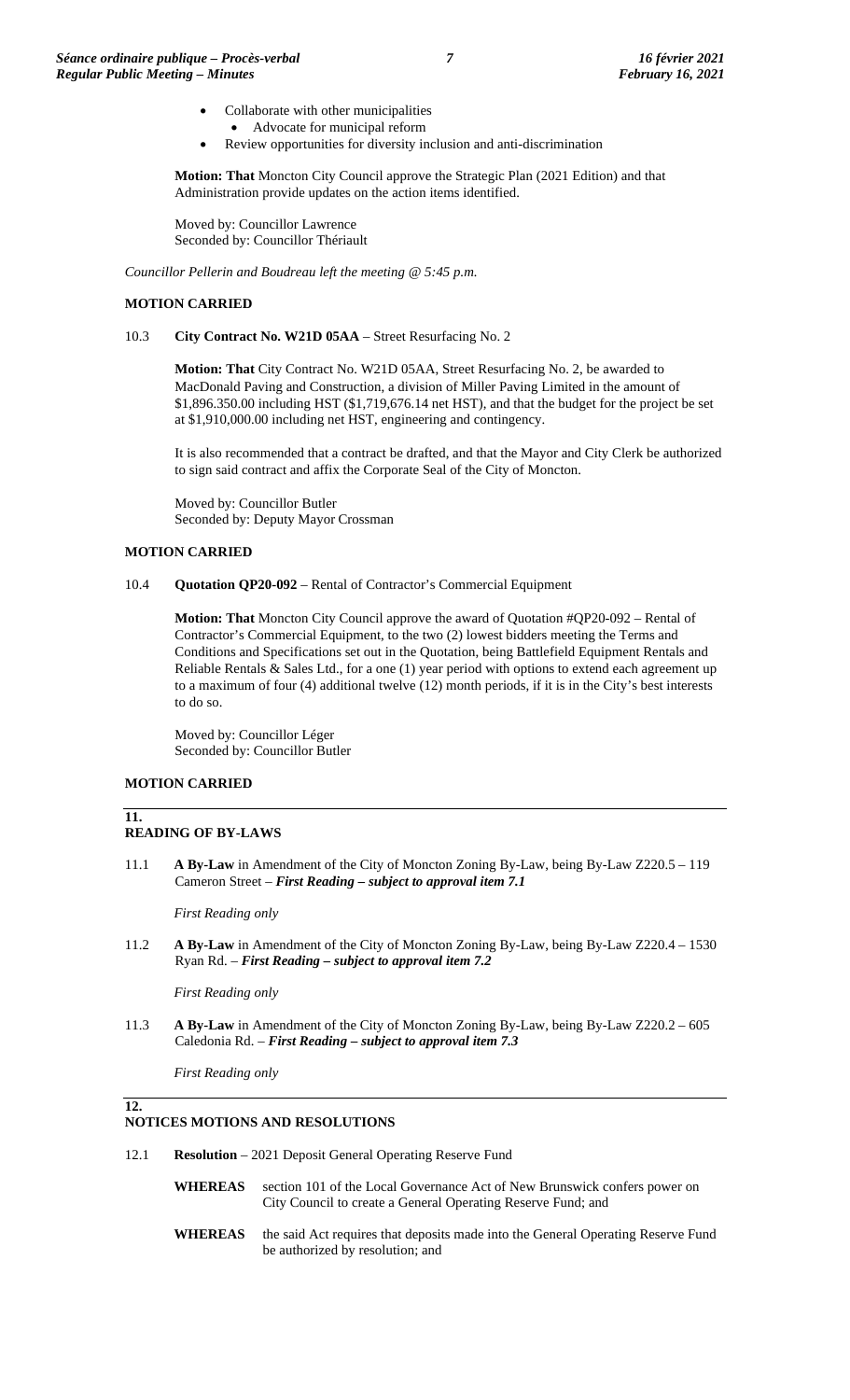- Collaborate with other municipalities
    - Advocate for municipal reform
- Review opportunities for diversity inclusion and anti-discrimination

**Motion: That** Moncton City Council approve the Strategic Plan (2021 Edition) and that Administration provide updates on the action items identified.

Moved by: Councillor Lawrence
Seconded by: Councillor Thériault

*Councillor Pellerin and Boudreau left the meeting @ 5:45 p.m.*

**MOTION CARRIED**

10.3 **City Contract No. W21D 05AA** – Street Resurfacing No. 2

**Motion: That** City Contract No. W21D 05AA, Street Resurfacing No. 2, be awarded to MacDonald Paving and Construction, a division of Miller Paving Limited in the amount of $1,896.350.00 including HST ($1,719,676.14 net HST), and that the budget for the project be set at $1,910,000.00 including net HST, engineering and contingency.

It is also recommended that a contract be drafted, and that the Mayor and City Clerk be authorized to sign said contract and affix the Corporate Seal of the City of Moncton.

Moved by: Councillor Butler
Seconded by: Deputy Mayor Crossman

**MOTION CARRIED**

10.4 **Quotation QP20-092** – Rental of Contractor's Commercial Equipment

**Motion: That** Moncton City Council approve the award of Quotation #QP20-092 – Rental of Contractor's Commercial Equipment, to the two (2) lowest bidders meeting the Terms and Conditions and Specifications set out in the Quotation, being Battlefield Equipment Rentals and Reliable Rentals & Sales Ltd., for a one (1) year period with options to extend each agreement up to a maximum of four (4) additional twelve (12) month periods, if it is in the City's best interests to do so.

Moved by: Councillor Léger
Seconded by: Councillor Butler

**MOTION CARRIED**

## 11. READING OF BY-LAWS

11.1 **A By-Law** in Amendment of the City of Moncton Zoning By-Law, being By-Law Z220.5 – 119 Cameron Street – ***First Reading – subject to approval item 7.1***

*First Reading only*

11.2 **A By-Law** in Amendment of the City of Moncton Zoning By-Law, being By-Law Z220.4 – 1530 Ryan Rd. – ***First Reading – subject to approval item 7.2***

*First Reading only*

11.3 **A By-Law** in Amendment of the City of Moncton Zoning By-Law, being By-Law Z220.2 – 605 Caledonia Rd. – ***First Reading – subject to approval item 7.3***

*First Reading only*

## 12. NOTICES MOTIONS AND RESOLUTIONS

12.1 **Resolution** – 2021 Deposit General Operating Reserve Fund

**WHEREAS** section 101 of the Local Governance Act of New Brunswick confers power on City Council to create a General Operating Reserve Fund; and

**WHEREAS** the said Act requires that deposits made into the General Operating Reserve Fund be authorized by resolution; and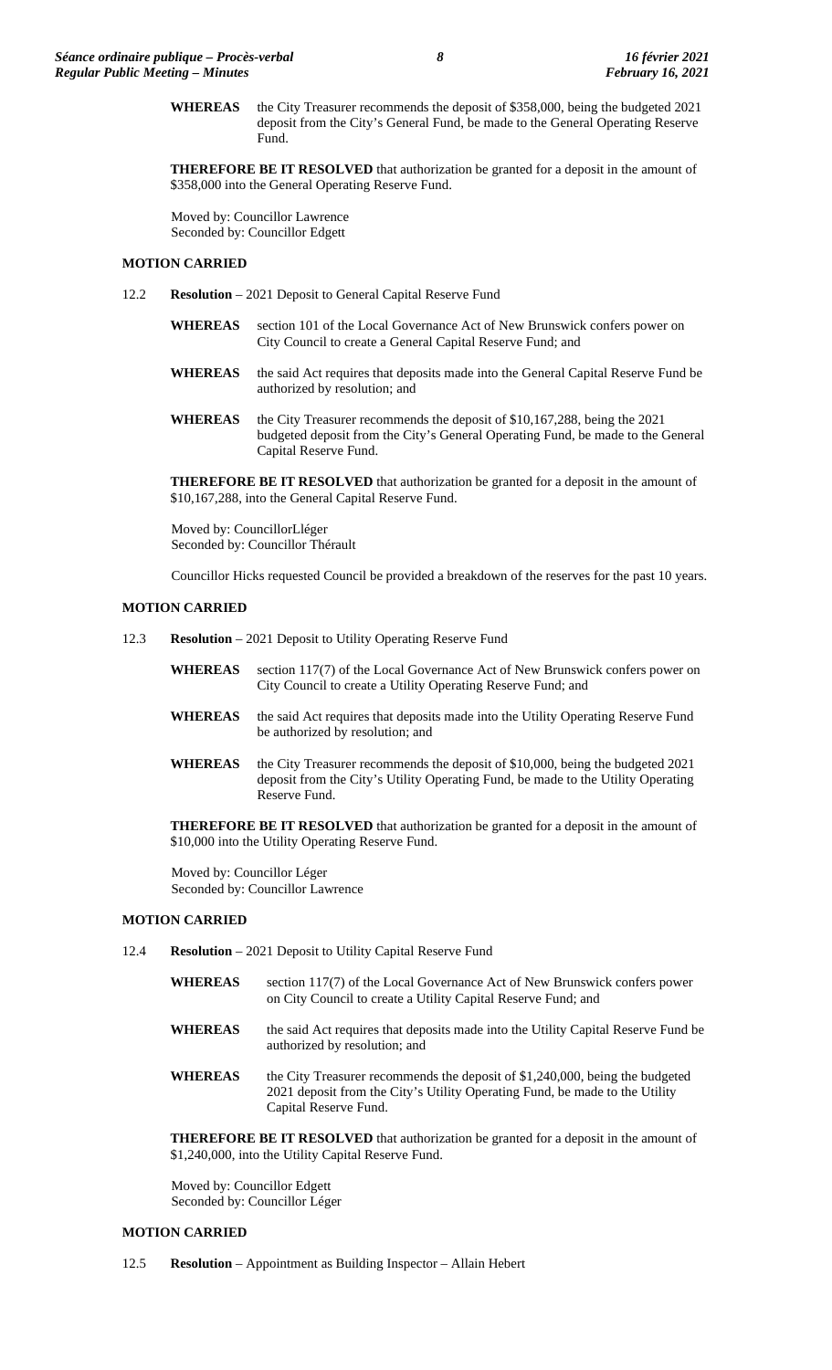**WHEREAS** the City Treasurer recommends the deposit of $358,000, being the budgeted 2021 deposit from the City's General Fund, be made to the General Operating Reserve Fund.

**THEREFORE BE IT RESOLVED** that authorization be granted for a deposit in the amount of $358,000 into the General Operating Reserve Fund.

Moved by: Councillor Lawrence
Seconded by: Councillor Edgett

**MOTION CARRIED**

12.2 **Resolution** – 2021 Deposit to General Capital Reserve Fund

**WHEREAS** section 101 of the Local Governance Act of New Brunswick confers power on City Council to create a General Capital Reserve Fund; and

**WHEREAS** the said Act requires that deposits made into the General Capital Reserve Fund be authorized by resolution; and

**WHEREAS** the City Treasurer recommends the deposit of $10,167,288, being the 2021 budgeted deposit from the City's General Operating Fund, be made to the General Capital Reserve Fund.

**THEREFORE BE IT RESOLVED** that authorization be granted for a deposit in the amount of $10,167,288, into the General Capital Reserve Fund.

Moved by: CouncillorLléger
Seconded by: Councillor Thérault

Councillor Hicks requested Council be provided a breakdown of the reserves for the past 10 years.

**MOTION CARRIED**

12.3 **Resolution** – 2021 Deposit to Utility Operating Reserve Fund

**WHEREAS** section 117(7) of the Local Governance Act of New Brunswick confers power on City Council to create a Utility Operating Reserve Fund; and

**WHEREAS** the said Act requires that deposits made into the Utility Operating Reserve Fund be authorized by resolution; and

**WHEREAS** the City Treasurer recommends the deposit of $10,000, being the budgeted 2021 deposit from the City's Utility Operating Fund, be made to the Utility Operating Reserve Fund.

**THEREFORE BE IT RESOLVED** that authorization be granted for a deposit in the amount of $10,000 into the Utility Operating Reserve Fund.

Moved by: Councillor Léger
Seconded by: Councillor Lawrence

**MOTION CARRIED**

12.4 **Resolution** – 2021 Deposit to Utility Capital Reserve Fund

**WHEREAS** section 117(7) of the Local Governance Act of New Brunswick confers power on City Council to create a Utility Capital Reserve Fund; and

**WHEREAS** the said Act requires that deposits made into the Utility Capital Reserve Fund be authorized by resolution; and

**WHEREAS** the City Treasurer recommends the deposit of $1,240,000, being the budgeted 2021 deposit from the City's Utility Operating Fund, be made to the Utility Capital Reserve Fund.

**THEREFORE BE IT RESOLVED** that authorization be granted for a deposit in the amount of $1,240,000, into the Utility Capital Reserve Fund.

Moved by: Councillor Edgett
Seconded by: Councillor Léger

**MOTION CARRIED**

12.5 **Resolution** – Appointment as Building Inspector – Allain Hebert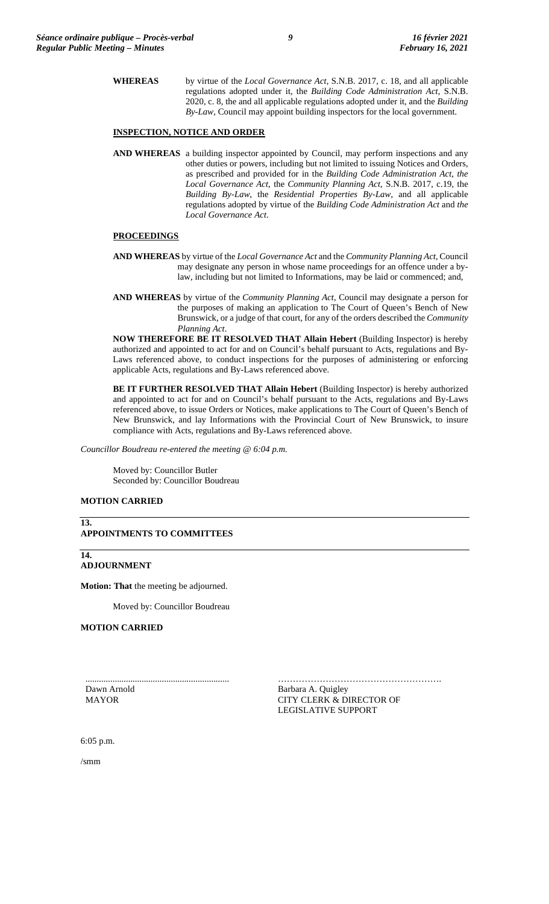**WHEREAS** by virtue of the *Local Governance Act*, S.N.B. 2017, c. 18, and all applicable regulations adopted under it, the *Building Code Administration Act*, S.N.B. 2020, c. 8, the and all applicable regulations adopted under it, and the *Building By-Law*, Council may appoint building inspectors for the local government.

**INSPECTION, NOTICE AND ORDER**

**AND WHEREAS** a building inspector appointed by Council, may perform inspections and any other duties or powers, including but not limited to issuing Notices and Orders, as prescribed and provided for in the *Building Code Administration Act*, *the Local Governance Act*, the *Community Planning Act*, S.N.B. 2017, c.19, the *Building By-Law*, the *Residential Properties By-Law*, and all applicable regulations adopted by virtue of the *Building Code Administration Act* and *the Local Governance Act*.

**PROCEEDINGS**

**AND WHEREAS** by virtue of the *Local Governance Act* and the *Community Planning Act*, Council may designate any person in whose name proceedings for an offence under a by-law, including but not limited to Informations, may be laid or commenced; and,

**AND WHEREAS** by virtue of the *Community Planning Act*, Council may designate a person for the purposes of making an application to The Court of Queen's Bench of New Brunswick, or a judge of that court, for any of the orders described the *Community Planning Act*.

**NOW THEREFORE BE IT RESOLVED THAT Allain Hebert** (Building Inspector) is hereby authorized and appointed to act for and on Council's behalf pursuant to Acts, regulations and By-Laws referenced above, to conduct inspections for the purposes of administering or enforcing applicable Acts, regulations and By-Laws referenced above.

**BE IT FURTHER RESOLVED THAT Allain Hebert** (Building Inspector) is hereby authorized and appointed to act for and on Council's behalf pursuant to the Acts, regulations and By-Laws referenced above, to issue Orders or Notices, make applications to The Court of Queen's Bench of New Brunswick, and lay Informations with the Provincial Court of New Brunswick, to insure compliance with Acts, regulations and By-Laws referenced above.

*Councillor Boudreau re-entered the meeting @ 6:04 p.m.*

Moved by: Councillor Butler
Seconded by: Councillor Boudreau

**MOTION CARRIED**

## 13. APPOINTMENTS TO COMMITTEES

## 14. ADJOURNMENT

**Motion: That** the meeting be adjourned.

Moved by: Councillor Boudreau

**MOTION CARRIED**

.............................................................. Dawn Arnold
MAYOR

……………………………………………. Barbara A. Quigley
CITY CLERK & DIRECTOR OF LEGISLATIVE SUPPORT

6:05 p.m.

/smm